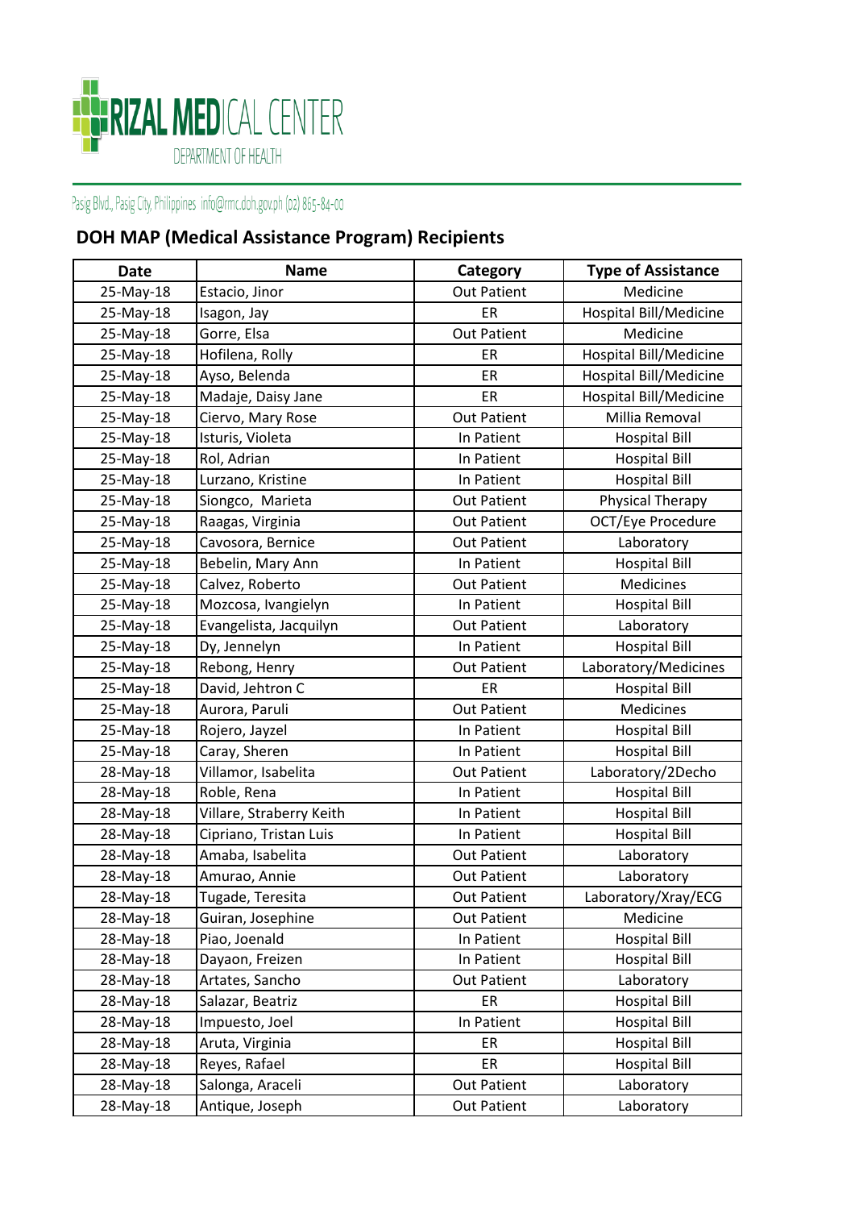RIZAL MEDICAL CENTER

DEPARTMENT OF HEALTH

Pasig Blvd., Pasig City, Philippines info@rmc.doh.gov.ph (02) 865-84-00

## DOH MAP (Medical Assistance Program) Recipients

| Date | Name | Category | Type of Assistance |
|---|---|---|---|
| 25-May-18 | Estacio, Jinor | Out Patient | Medicine |
| 25-May-18 | Isagon, Jay | ER | Hospital Bill/Medicine |
| 25-May-18 | Gorre, Elsa | Out Patient | Medicine |
| 25-May-18 | Hofilena, Rolly | ER | Hospital Bill/Medicine |
| 25-May-18 | Ayso, Belenda | ER | Hospital Bill/Medicine |
| 25-May-18 | Madaje, Daisy Jane | ER | Hospital Bill/Medicine |
| 25-May-18 | Ciervo, Mary Rose | Out Patient | Millia Removal |
| 25-May-18 | Isturis, Violeta | In Patient | Hospital Bill |
| 25-May-18 | Rol, Adrian | In Patient | Hospital Bill |
| 25-May-18 | Lurzano, Kristine | In Patient | Hospital Bill |
| 25-May-18 | Siongco, Marieta | Out Patient | Physical Therapy |
| 25-May-18 | Raagas, Virginia | Out Patient | OCT/Eye Procedure |
| 25-May-18 | Cavosora, Bernice | Out Patient | Laboratory |
| 25-May-18 | Bebelin, Mary Ann | In Patient | Hospital Bill |
| 25-May-18 | Calvez, Roberto | Out Patient | Medicines |
| 25-May-18 | Mozcosa, Ivangielyn | In Patient | Hospital Bill |
| 25-May-18 | Evangelista, Jacquilyn | Out Patient | Laboratory |
| 25-May-18 | Dy, Jennelyn | In Patient | Hospital Bill |
| 25-May-18 | Rebong, Henry | Out Patient | Laboratory/Medicines |
| 25-May-18 | David, Jehtron C | ER | Hospital Bill |
| 25-May-18 | Aurora, Paruli | Out Patient | Medicines |
| 25-May-18 | Rojero, Jayzel | In Patient | Hospital Bill |
| 25-May-18 | Caray, Sheren | In Patient | Hospital Bill |
| 28-May-18 | Villamor, Isabelita | Out Patient | Laboratory/2Decho |
| 28-May-18 | Roble, Rena | In Patient | Hospital Bill |
| 28-May-18 | Villare, Straberry Keith | In Patient | Hospital Bill |
| 28-May-18 | Cipriano, Tristan Luis | In Patient | Hospital Bill |
| 28-May-18 | Amaba, Isabelita | Out Patient | Laboratory |
| 28-May-18 | Amurao, Annie | Out Patient | Laboratory |
| 28-May-18 | Tugade, Teresita | Out Patient | Laboratory/Xray/ECG |
| 28-May-18 | Guiran, Josephine | Out Patient | Medicine |
| 28-May-18 | Piao, Joenald | In Patient | Hospital Bill |
| 28-May-18 | Dayaon, Freizen | In Patient | Hospital Bill |
| 28-May-18 | Artates, Sancho | Out Patient | Laboratory |
| 28-May-18 | Salazar, Beatriz | ER | Hospital Bill |
| 28-May-18 | Impuesto, Joel | In Patient | Hospital Bill |
| 28-May-18 | Aruta, Virginia | ER | Hospital Bill |
| 28-May-18 | Reyes, Rafael | ER | Hospital Bill |
| 28-May-18 | Salonga, Araceli | Out Patient | Laboratory |
| 28-May-18 | Antique, Joseph | Out Patient | Laboratory |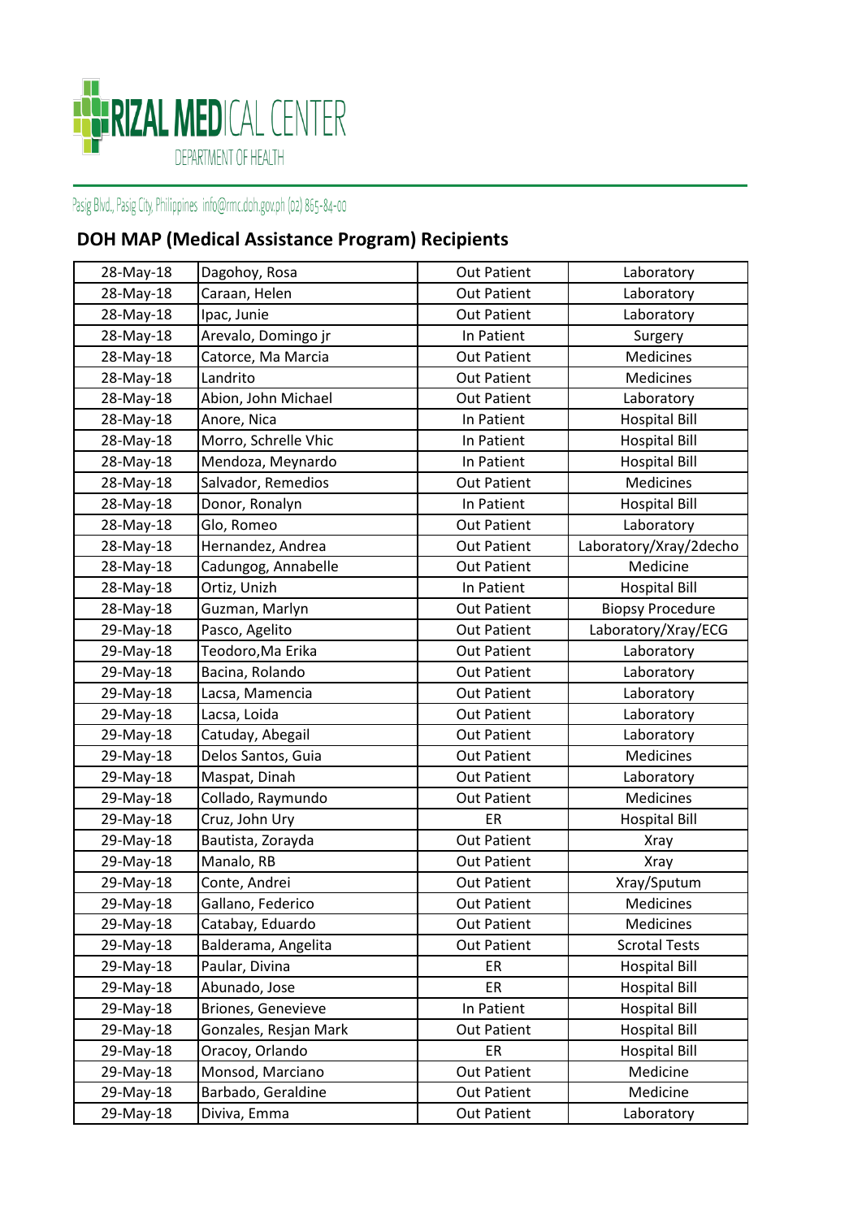RIZAL MEDICAL CENTER
DEPARTMENT OF HEALTH

Pasig Blvd., Pasig City, Philippines info@rmc.doh.gov.ph (02) 865-84-00

## DOH MAP (Medical Assistance Program) Recipients

| | | | |
|---|---|---|---|
| 28-May-18 | Dagohoy, Rosa | Out Patient | Laboratory |
| 28-May-18 | Caraan, Helen | Out Patient | Laboratory |
| 28-May-18 | Ipac, Junie | Out Patient | Laboratory |
| 28-May-18 | Arevalo, Domingo jr | In Patient | Surgery |
| 28-May-18 | Catorce, Ma Marcia | Out Patient | Medicines |
| 28-May-18 | Landrito | Out Patient | Medicines |
| 28-May-18 | Abion, John Michael | Out Patient | Laboratory |
| 28-May-18 | Anore, Nica | In Patient | Hospital Bill |
| 28-May-18 | Morro, Schrelle Vhic | In Patient | Hospital Bill |
| 28-May-18 | Mendoza, Meynardo | In Patient | Hospital Bill |
| 28-May-18 | Salvador, Remedios | Out Patient | Medicines |
| 28-May-18 | Donor, Ronalyn | In Patient | Hospital Bill |
| 28-May-18 | Glo, Romeo | Out Patient | Laboratory |
| 28-May-18 | Hernandez, Andrea | Out Patient | Laboratory/Xray/2decho |
| 28-May-18 | Cadungog, Annabelle | Out Patient | Medicine |
| 28-May-18 | Ortiz, Unizh | In Patient | Hospital Bill |
| 28-May-18 | Guzman, Marlyn | Out Patient | Biopsy Procedure |
| 29-May-18 | Pasco, Agelito | Out Patient | Laboratory/Xray/ECG |
| 29-May-18 | Teodoro,Ma Erika | Out Patient | Laboratory |
| 29-May-18 | Bacina, Rolando | Out Patient | Laboratory |
| 29-May-18 | Lacsa, Mamencia | Out Patient | Laboratory |
| 29-May-18 | Lacsa, Loida | Out Patient | Laboratory |
| 29-May-18 | Catuday, Abegail | Out Patient | Laboratory |
| 29-May-18 | Delos Santos, Guia | Out Patient | Medicines |
| 29-May-18 | Maspat, Dinah | Out Patient | Laboratory |
| 29-May-18 | Collado, Raymundo | Out Patient | Medicines |
| 29-May-18 | Cruz, John Ury | ER | Hospital Bill |
| 29-May-18 | Bautista, Zorayda | Out Patient | Xray |
| 29-May-18 | Manalo, RB | Out Patient | Xray |
| 29-May-18 | Conte, Andrei | Out Patient | Xray/Sputum |
| 29-May-18 | Gallano, Federico | Out Patient | Medicines |
| 29-May-18 | Catabay, Eduardo | Out Patient | Medicines |
| 29-May-18 | Balderama, Angelita | Out Patient | Scrotal Tests |
| 29-May-18 | Paular, Divina | ER | Hospital Bill |
| 29-May-18 | Abunado, Jose | ER | Hospital Bill |
| 29-May-18 | Briones, Genevieve | In Patient | Hospital Bill |
| 29-May-18 | Gonzales, Resjan Mark | Out Patient | Hospital Bill |
| 29-May-18 | Oracoy, Orlando | ER | Hospital Bill |
| 29-May-18 | Monsod, Marciano | Out Patient | Medicine |
| 29-May-18 | Barbado, Geraldine | Out Patient | Medicine |
| 29-May-18 | Diviva, Emma | Out Patient | Laboratory |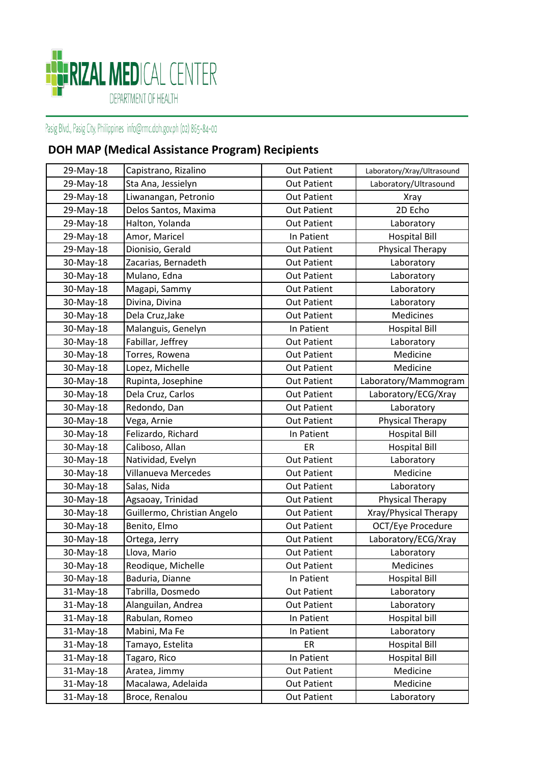RIZAL MEDICAL CENTER
DEPARTMENT OF HEALTH

Pasig Blvd., Pasig City, Philippines info@rmc.doh.gov.ph (02) 865-84-00

## DOH MAP (Medical Assistance Program) Recipients

| | | | |
|---|---|---|---|
| 29-May-18 | Capistrano, Rizalino | Out Patient | Laboratory/Xray/Ultrasound |
| 29-May-18 | Sta Ana, Jessielyn | Out Patient | Laboratory/Ultrasound |
| 29-May-18 | Liwanangan, Petronio | Out Patient | Xray |
| 29-May-18 | Delos Santos, Maxima | Out Patient | 2D Echo |
| 29-May-18 | Halton, Yolanda | Out Patient | Laboratory |
| 29-May-18 | Amor, Maricel | In Patient | Hospital Bill |
| 29-May-18 | Dionisio, Gerald | Out Patient | Physical Therapy |
| 30-May-18 | Zacarias, Bernadeth | Out Patient | Laboratory |
| 30-May-18 | Mulano, Edna | Out Patient | Laboratory |
| 30-May-18 | Magapi, Sammy | Out Patient | Laboratory |
| 30-May-18 | Divina, Divina | Out Patient | Laboratory |
| 30-May-18 | Dela Cruz,Jake | Out Patient | Medicines |
| 30-May-18 | Malanguis, Genelyn | In Patient | Hospital Bill |
| 30-May-18 | Fabillar, Jeffrey | Out Patient | Laboratory |
| 30-May-18 | Torres, Rowena | Out Patient | Medicine |
| 30-May-18 | Lopez, Michelle | Out Patient | Medicine |
| 30-May-18 | Rupinta, Josephine | Out Patient | Laboratory/Mammogram |
| 30-May-18 | Dela Cruz, Carlos | Out Patient | Laboratory/ECG/Xray |
| 30-May-18 | Redondo, Dan | Out Patient | Laboratory |
| 30-May-18 | Vega, Arnie | Out Patient | Physical Therapy |
| 30-May-18 | Felizardo, Richard | In Patient | Hospital Bill |
| 30-May-18 | Caliboso, Allan | ER | Hospital Bill |
| 30-May-18 | Natividad, Evelyn | Out Patient | Laboratory |
| 30-May-18 | Villanueva Mercedes | Out Patient | Medicine |
| 30-May-18 | Salas, Nida | Out Patient | Laboratory |
| 30-May-18 | Agsaoay, Trinidad | Out Patient | Physical Therapy |
| 30-May-18 | Guillermo, Christian Angelo | Out Patient | Xray/Physical Therapy |
| 30-May-18 | Benito, Elmo | Out Patient | OCT/Eye Procedure |
| 30-May-18 | Ortega, Jerry | Out Patient | Laboratory/ECG/Xray |
| 30-May-18 | Llova, Mario | Out Patient | Laboratory |
| 30-May-18 | Reodique, Michelle | Out Patient | Medicines |
| 30-May-18 | Baduria, Dianne | In Patient | Hospital Bill |
| 31-May-18 | Tabrilla, Dosmedo | Out Patient | Laboratory |
| 31-May-18 | Alanguilan, Andrea | Out Patient | Laboratory |
| 31-May-18 | Rabulan, Romeo | In Patient | Hospital bill |
| 31-May-18 | Mabini, Ma Fe | In Patient | Laboratory |
| 31-May-18 | Tamayo, Estelita | ER | Hospital Bill |
| 31-May-18 | Tagaro, Rico | In Patient | Hospital Bill |
| 31-May-18 | Aratea, Jimmy | Out Patient | Medicine |
| 31-May-18 | Macalawa, Adelaida | Out Patient | Medicine |
| 31-May-18 | Broce, Renalou | Out Patient | Laboratory |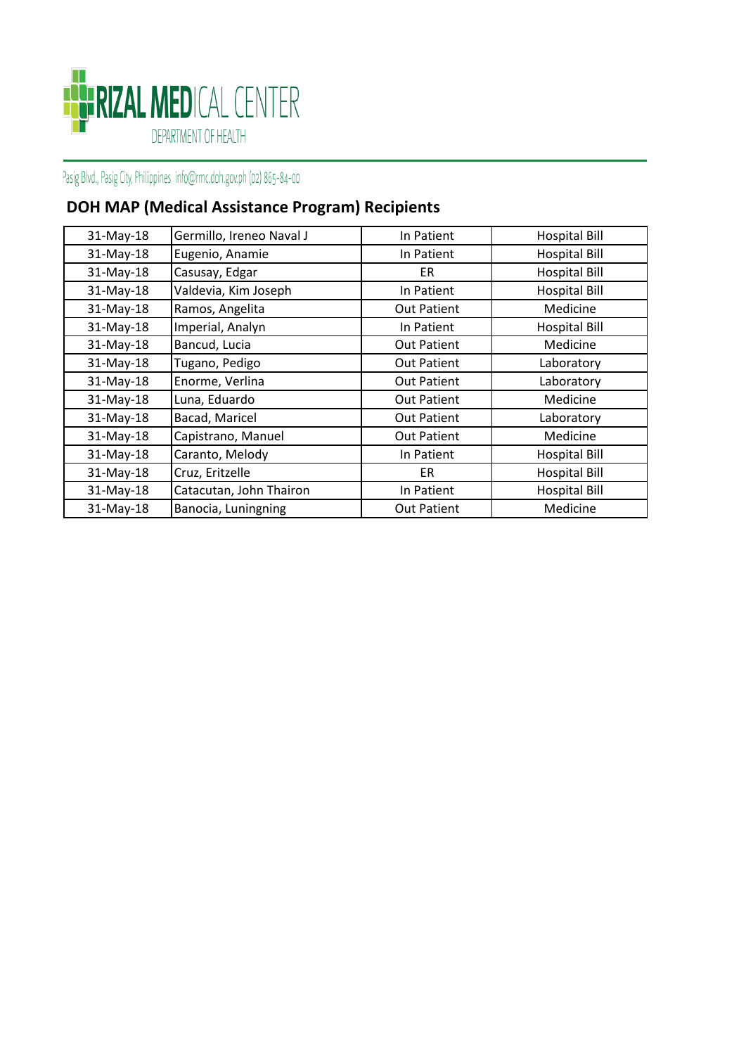RIZAL MEDICAL CENTER
DEPARTMENT OF HEALTH

Pasig Blvd., Pasig City, Philippines info@rmc.doh.gov.ph (02) 865-84-00

## DOH MAP (Medical Assistance Program) Recipients

| | | | |
|---|---|---|---|
| 31-May-18 | Germillo, Ireneo Naval J | In Patient | Hospital Bill |
| 31-May-18 | Eugenio, Anamie | In Patient | Hospital Bill |
| 31-May-18 | Casusay, Edgar | ER | Hospital Bill |
| 31-May-18 | Valdevia, Kim Joseph | In Patient | Hospital Bill |
| 31-May-18 | Ramos, Angelita | Out Patient | Medicine |
| 31-May-18 | Imperial, Analyn | In Patient | Hospital Bill |
| 31-May-18 | Bancud, Lucia | Out Patient | Medicine |
| 31-May-18 | Tugano, Pedigo | Out Patient | Laboratory |
| 31-May-18 | Enorme, Verlina | Out Patient | Laboratory |
| 31-May-18 | Luna, Eduardo | Out Patient | Medicine |
| 31-May-18 | Bacad, Maricel | Out Patient | Laboratory |
| 31-May-18 | Capistrano, Manuel | Out Patient | Medicine |
| 31-May-18 | Caranto, Melody | In Patient | Hospital Bill |
| 31-May-18 | Cruz, Eritzelle | ER | Hospital Bill |
| 31-May-18 | Catacutan, John Thairon | In Patient | Hospital Bill |
| 31-May-18 | Banocia, Luningning | Out Patient | Medicine |